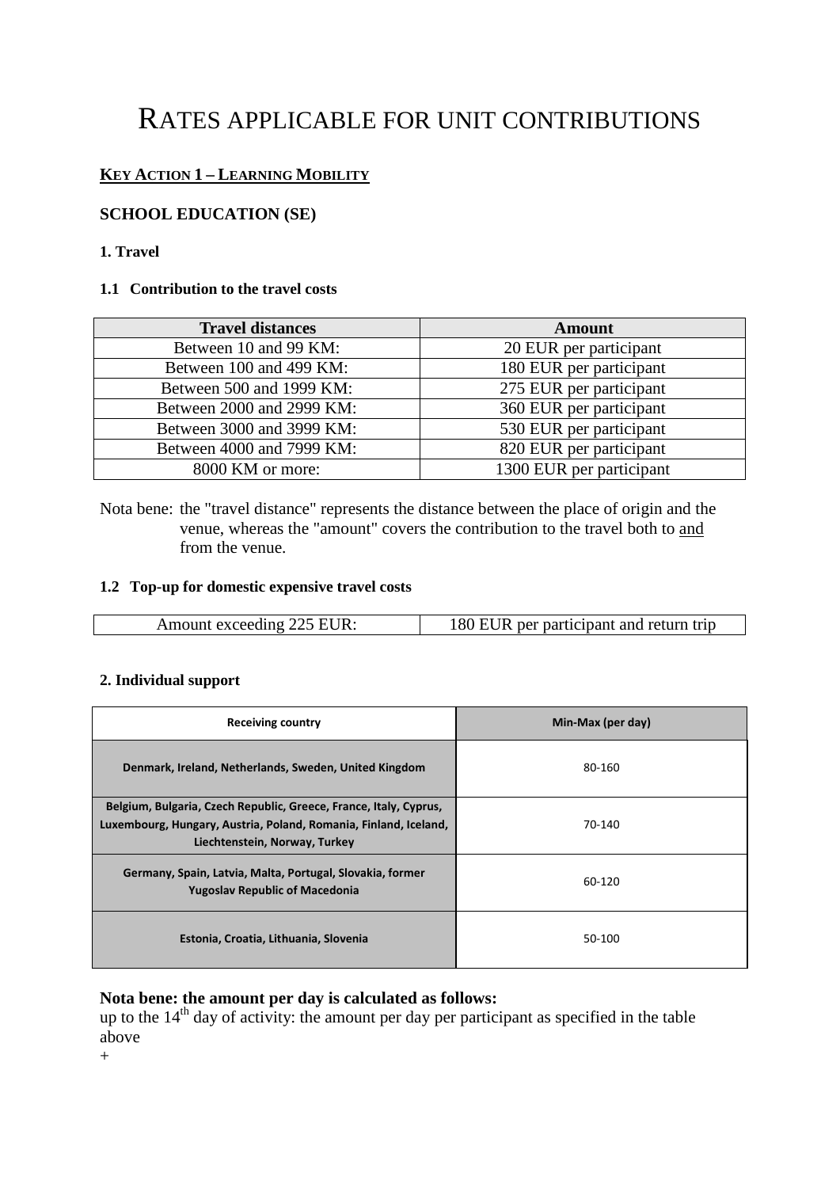# RATES APPLICABLE FOR UNIT CONTRIBUTIONS

## KEY ACTION 1 – LEARNING MOBILITY

### SCHOOL EDUCATION (SE)

#### 1. Travel

#### 1.1 Contribution to the travel costs

| Travel distances | Amount |
|---|---|
| Between 10 and 99 KM: | 20 EUR per participant |
| Between 100 and 499 KM: | 180 EUR per participant |
| Between 500 and 1999 KM: | 275 EUR per participant |
| Between 2000 and 2999 KM: | 360 EUR per participant |
| Between 3000 and 3999 KM: | 530 EUR per participant |
| Between 4000 and 7999 KM: | 820 EUR per participant |
| 8000 KM or more: | 1300 EUR per participant |

Nota bene: the "travel distance" represents the distance between the place of origin and the venue, whereas the "amount" covers the contribution to the travel both to and from the venue.

#### 1.2 Top-up for domestic expensive travel costs

| Amount exceeding 225 EUR: | 180 EUR per participant and return trip |
|---|---|

#### 2. Individual support

| Receiving country | Min-Max (per day) |
|---|---|
| Denmark, Ireland, Netherlands, Sweden, United Kingdom | 80-160 |
| Belgium, Bulgaria, Czech Republic, Greece, France, Italy, Cyprus, Luxembourg, Hungary, Austria, Poland, Romania, Finland, Iceland, Liechtenstein, Norway, Turkey | 70-140 |
| Germany, Spain, Latvia, Malta, Portugal, Slovakia, former Yugoslav Republic of Macedonia | 60-120 |
| Estonia, Croatia, Lithuania, Slovenia | 50-100 |

**Nota bene: the amount per day is calculated as follows:**
up to the 14th day of activity: the amount per day per participant as specified in the table above
+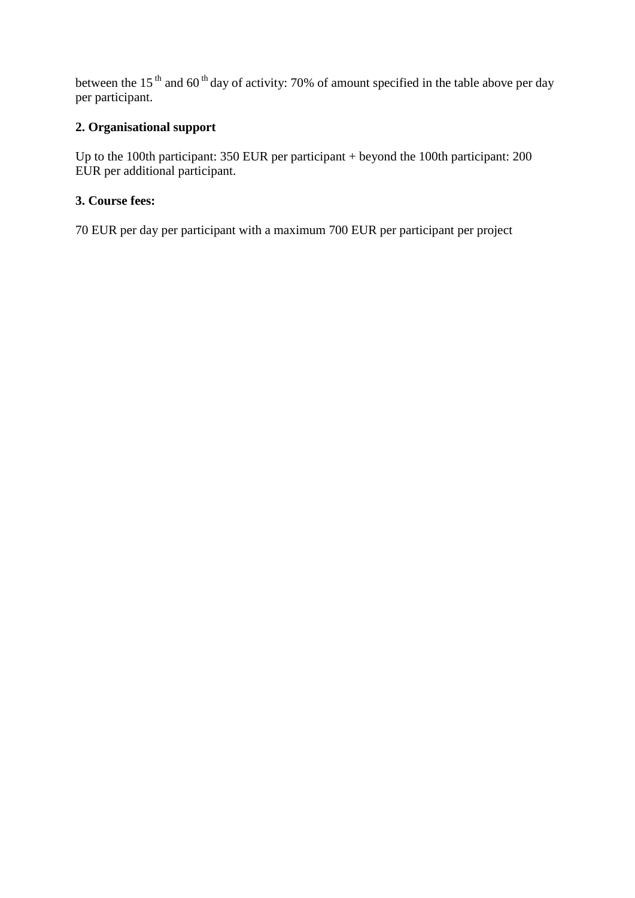between the $15^{th}$ and $60^{th}$ day of activity: 70% of amount specified in the table above per day per participant.

**2. Organisational support**

Up to the 100th participant: 350 EUR per participant + beyond the 100th participant: 200 EUR per additional participant.

**3. Course fees:**

70 EUR per day per participant with a maximum 700 EUR per participant per project